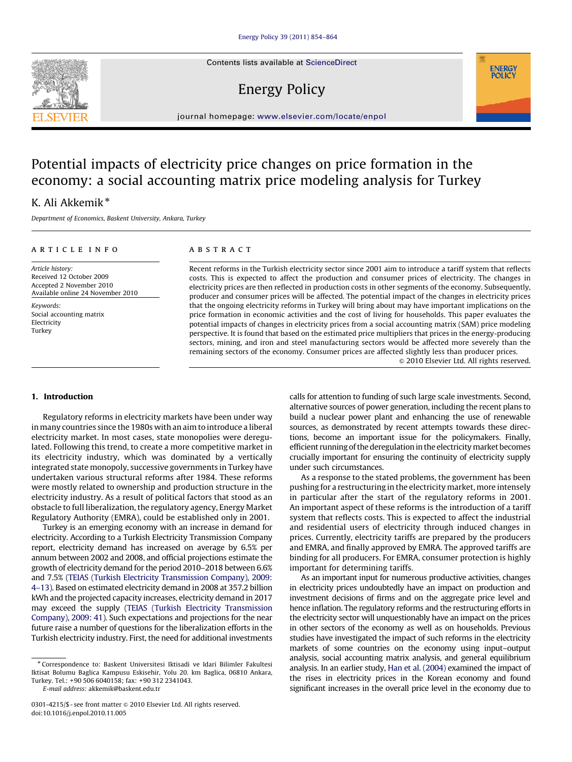# Potential impacts of electricity price changes on price formation in the economy: a social accounting matrix price modeling analysis for Turkey

K. Ali Akkemik *

*Department of Economics, Baskent University, Ankara, Turkey*

## ARTICLE INFO

*Article history:*
Received 12 October 2009
Accepted 2 November 2010
Available online 24 November 2010

*Keywords:*
Social accounting matrix
Electricity
Turkey

## ABSTRACT

Recent reforms in the Turkish electricity sector since 2001 aim to introduce a tariff system that reflects costs. This is expected to affect the production and consumer prices of electricity. The changes in electricity prices are then reflected in production costs in other segments of the economy. Subsequently, producer and consumer prices will be affected. The potential impact of the changes in electricity prices that the ongoing electricity reforms in Turkey will bring about may have important implications on the price formation in economic activities and the cost of living for households. This paper evaluates the potential impacts of changes in electricity prices from a social accounting matrix (SAM) price modeling perspective. It is found that based on the estimated price multipliers that prices in the energy-producing sectors, mining, and iron and steel manufacturing sectors would be affected more severely than the remaining sectors of the economy. Consumer prices are affected slightly less than producer prices.

© 2010 Elsevier Ltd. All rights reserved.

## 1. Introduction

Regulatory reforms in electricity markets have been under way in many countries since the 1980s with an aim to introduce a liberal electricity market. In most cases, state monopolies were deregulated. Following this trend, to create a more competitive market in its electricity industry, which was dominated by a vertically integrated state monopoly, successive governments in Turkey have undertaken various structural reforms after 1984. These reforms were mostly related to ownership and production structure in the electricity industry. As a result of political factors that stood as an obstacle to full liberalization, the regulatory agency, Energy Market Regulatory Authority (EMRA), could be established only in 2001.

Turkey is an emerging economy with an increase in demand for electricity. According to a Turkish Electricity Transmission Company report, electricity demand has increased on average by 6.5% per annum between 2002 and 2008, and official projections estimate the growth of electricity demand for the period 2010–2018 between 6.6% and 7.5% (TEIAS (Turkish Electricity Transmission Company), 2009: 4–13). Based on estimated electricity demand in 2008 at 357.2 billion kWh and the projected capacity increases, electricity demand in 2017 may exceed the supply (TEIAS (Turkish Electricity Transmission Company), 2009: 41). Such expectations and projections for the near future raise a number of questions for the liberalization efforts in the Turkish electricity industry. First, the need for additional investments calls for attention to funding of such large scale investments. Second, alternative sources of power generation, including the recent plans to build a nuclear power plant and enhancing the use of renewable sources, as demonstrated by recent attempts towards these directions, become an important issue for the policymakers. Finally, efficient running of the deregulation in the electricity market becomes crucially important for ensuring the continuity of electricity supply under such circumstances.

As a response to the stated problems, the government has been pushing for a restructuring in the electricity market, more intensely in particular after the start of the regulatory reforms in 2001. An important aspect of these reforms is the introduction of a tariff system that reflects costs. This is expected to affect the industrial and residential users of electricity through induced changes in prices. Currently, electricity tariffs are prepared by the producers and EMRA, and finally approved by EMRA. The approved tariffs are binding for all producers. For EMRA, consumer protection is highly important for determining tariffs.

As an important input for numerous productive activities, changes in electricity prices undoubtedly have an impact on production and investment decisions of firms and on the aggregate price level and hence inflation. The regulatory reforms and the restructuring efforts in the electricity sector will unquestionably have an impact on the prices in other sectors of the economy as well as on households. Previous studies have investigated the impact of such reforms in the electricity markets of some countries on the economy using input–output analysis, social accounting matrix analysis, and general equilibrium analysis. In an earlier study, Han et al. (2004) examined the impact of the rises in electricity prices in the Korean economy and found significant increases in the overall price level in the economy due to

---

* Correspondence to: Baskent Universitesi Iktisadi ve Idari Bilimler Fakultesi Iktisat Bolumu Baglica Kampusu Eskisehir, Yolu 20. km Baglica, 06810 Ankara, Turkey. Tel.: +90 506 6040158; fax: +90 312 2341043.
*E-mail address:* akkemik@baskent.edu.tr

0301-4215/$ - see front matter © 2010 Elsevier Ltd. All rights reserved.
doi:10.1016/j.enpol.2010.11.005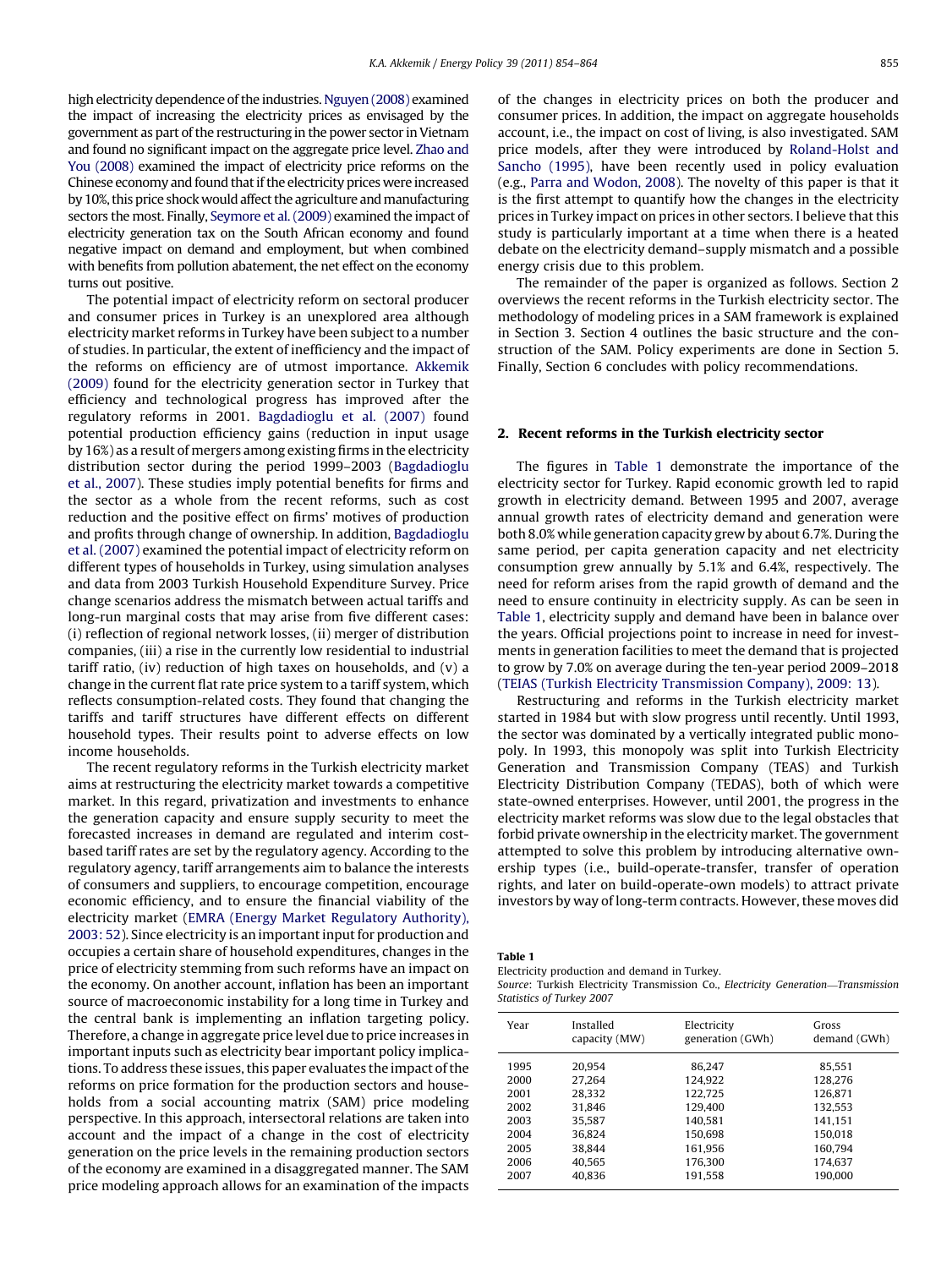high electricity dependence of the industries. Nguyen (2008) examined the impact of increasing the electricity prices as envisaged by the government as part of the restructuring in the power sector in Vietnam and found no significant impact on the aggregate price level. Zhao and You (2008) examined the impact of electricity price reforms on the Chinese economy and found that if the electricity prices were increased by 10%, this price shock would affect the agriculture and manufacturing sectors the most. Finally, Seymore et al. (2009) examined the impact of electricity generation tax on the South African economy and found negative impact on demand and employment, but when combined with benefits from pollution abatement, the net effect on the economy turns out positive.

The potential impact of electricity reform on sectoral producer and consumer prices in Turkey is an unexplored area although electricity market reforms in Turkey have been subject to a number of studies. In particular, the extent of inefficiency and the impact of the reforms on efficiency are of utmost importance. Akkemik (2009) found for the electricity generation sector in Turkey that efficiency and technological progress has improved after the regulatory reforms in 2001. Bagdadioglu et al. (2007) found potential production efficiency gains (reduction in input usage by 16%) as a result of mergers among existing firms in the electricity distribution sector during the period 1999–2003 (Bagdadioglu et al., 2007). These studies imply potential benefits for firms and the sector as a whole from the recent reforms, such as cost reduction and the positive effect on firms' motives of production and profits through change of ownership. In addition, Bagdadioglu et al. (2007) examined the potential impact of electricity reform on different types of households in Turkey, using simulation analyses and data from 2003 Turkish Household Expenditure Survey. Price change scenarios address the mismatch between actual tariffs and long-run marginal costs that may arise from five different cases: (i) reflection of regional network losses, (ii) merger of distribution companies, (iii) a rise in the currently low residential to industrial tariff ratio, (iv) reduction of high taxes on households, and (v) a change in the current flat rate price system to a tariff system, which reflects consumption-related costs. They found that changing the tariffs and tariff structures have different effects on different household types. Their results point to adverse effects on low income households.

The recent regulatory reforms in the Turkish electricity market aims at restructuring the electricity market towards a competitive market. In this regard, privatization and investments to enhance the generation capacity and ensure supply security to meet the forecasted increases in demand are regulated and interim cost-based tariff rates are set by the regulatory agency. According to the regulatory agency, tariff arrangements aim to balance the interests of consumers and suppliers, to encourage competition, encourage economic efficiency, and to ensure the financial viability of the electricity market (EMRA (Energy Market Regulatory Authority), 2003: 52). Since electricity is an important input for production and occupies a certain share of household expenditures, changes in the price of electricity stemming from such reforms have an impact on the economy. On another account, inflation has been an important source of macroeconomic instability for a long time in Turkey and the central bank is implementing an inflation targeting policy. Therefore, a change in aggregate price level due to price increases in important inputs such as electricity bear important policy implications. To address these issues, this paper evaluates the impact of the reforms on price formation for the production sectors and households from a social accounting matrix (SAM) price modeling perspective. In this approach, intersectoral relations are taken into account and the impact of a change in the cost of electricity generation on the price levels in the remaining production sectors of the economy are examined in a disaggregated manner. The SAM price modeling approach allows for an examination of the impacts of the changes in electricity prices on both the producer and consumer prices. In addition, the impact on aggregate households account, i.e., the impact on cost of living, is also investigated. SAM price models, after they were introduced by Roland-Holst and Sancho (1995), have been recently used in policy evaluation (e.g., Parra and Wodon, 2008). The novelty of this paper is that it is the first attempt to quantify how the changes in the electricity prices in Turkey impact on prices in other sectors. I believe that this study is particularly important at a time when there is a heated debate on the electricity demand–supply mismatch and a possible energy crisis due to this problem.

The remainder of the paper is organized as follows. Section 2 overviews the recent reforms in the Turkish electricity sector. The methodology of modeling prices in a SAM framework is explained in Section 3. Section 4 outlines the basic structure and the construction of the SAM. Policy experiments are done in Section 5. Finally, Section 6 concludes with policy recommendations.

## 2. Recent reforms in the Turkish electricity sector

The figures in Table 1 demonstrate the importance of the electricity sector for Turkey. Rapid economic growth led to rapid growth in electricity demand. Between 1995 and 2007, average annual growth rates of electricity demand and generation were both 8.0% while generation capacity grew by about 6.7%. During the same period, per capita generation capacity and net electricity consumption grew annually by 5.1% and 6.4%, respectively. The need for reform arises from the rapid growth of demand and the need to ensure continuity in electricity supply. As can be seen in Table 1, electricity supply and demand have been in balance over the years. Official projections point to increase in need for investments in generation facilities to meet the demand that is projected to grow by 7.0% on average during the ten-year period 2009–2018 (TEIAS (Turkish Electricity Transmission Company), 2009: 13).

Restructuring and reforms in the Turkish electricity market started in 1984 but with slow progress until recently. Until 1993, the sector was dominated by a vertically integrated public monopoly. In 1993, this monopoly was split into Turkish Electricity Generation and Transmission Company (TEAS) and Turkish Electricity Distribution Company (TEDAS), both of which were state-owned enterprises. However, until 2001, the progress in the electricity market reforms was slow due to the legal obstacles that forbid private ownership in the electricity market. The government attempted to solve this problem by introducing alternative ownership types (i.e., build-operate-transfer, transfer of operation rights, and later on build-operate-own models) to attract private investors by way of long-term contracts. However, these moves did

**Table 1**
Electricity production and demand in Turkey.
*Source*: Turkish Electricity Transmission Co., *Electricity Generation—Transmission Statistics of Turkey 2007*

| Year | Installed capacity (MW) | Electricity generation (GWh) | Gross demand (GWh) |
|---|---|---|---|
| 1995 | 20,954 | 86,247 | 85,551 |
| 2000 | 27,264 | 124,922 | 128,276 |
| 2001 | 28,332 | 122,725 | 126,871 |
| 2002 | 31,846 | 129,400 | 132,553 |
| 2003 | 35,587 | 140,581 | 141,151 |
| 2004 | 36,824 | 150,698 | 150,018 |
| 2005 | 38,844 | 161,956 | 160,794 |
| 2006 | 40,565 | 176,300 | 174,637 |
| 2007 | 40,836 | 191,558 | 190,000 |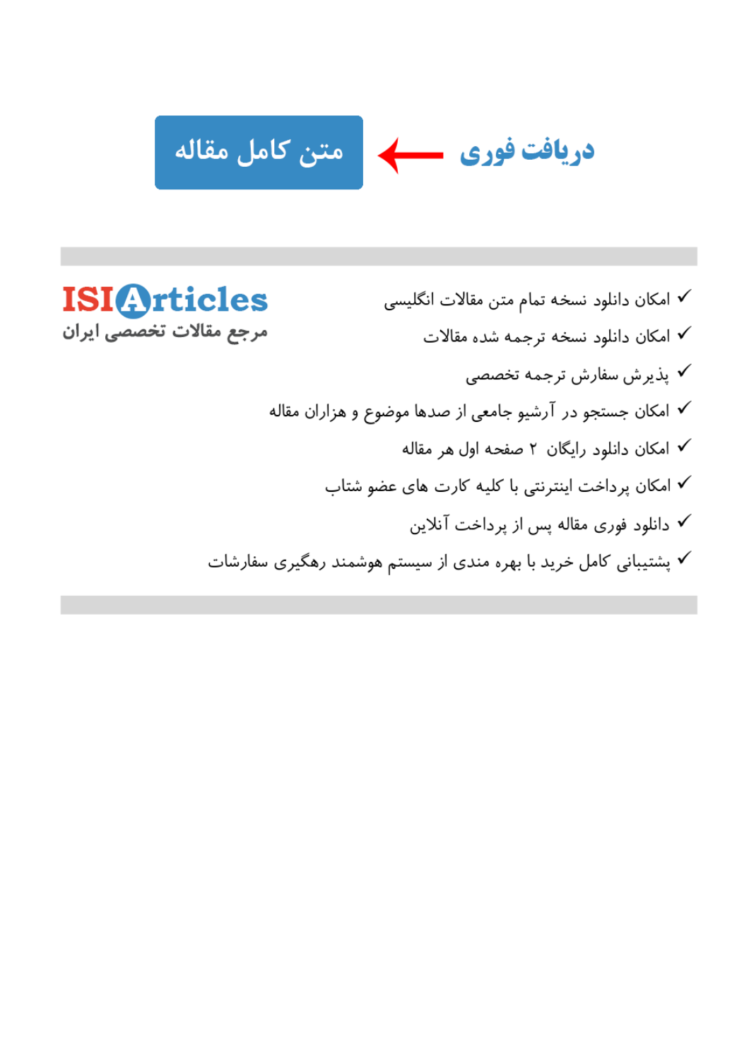دریافت فوری ← متن کامل مقاله

**ISIArticles**
مرجع مقالات تخصصی ایران

- ✓ امکان دانلود نسخه تمام متن مقالات انگلیسی
- ✓ امکان دانلود نسخه ترجمه شده مقالات
- ✓ پذیرش سفارش ترجمه تخصصی
- ✓ امکان جستجو در آرشیو جامعی از صدها موضوع و هزاران مقاله
- ✓ امکان دانلود رایگان ۲ صفحه اول هر مقاله
- ✓ امکان پرداخت اینترنتی با کلیه کارت های عضو شتاب
- ✓ دانلود فوری مقاله پس از پرداخت آنلاین
- ✓ پشتیبانی کامل خرید با بهره مندی از سیستم هوشمند رهگیری سفارشات